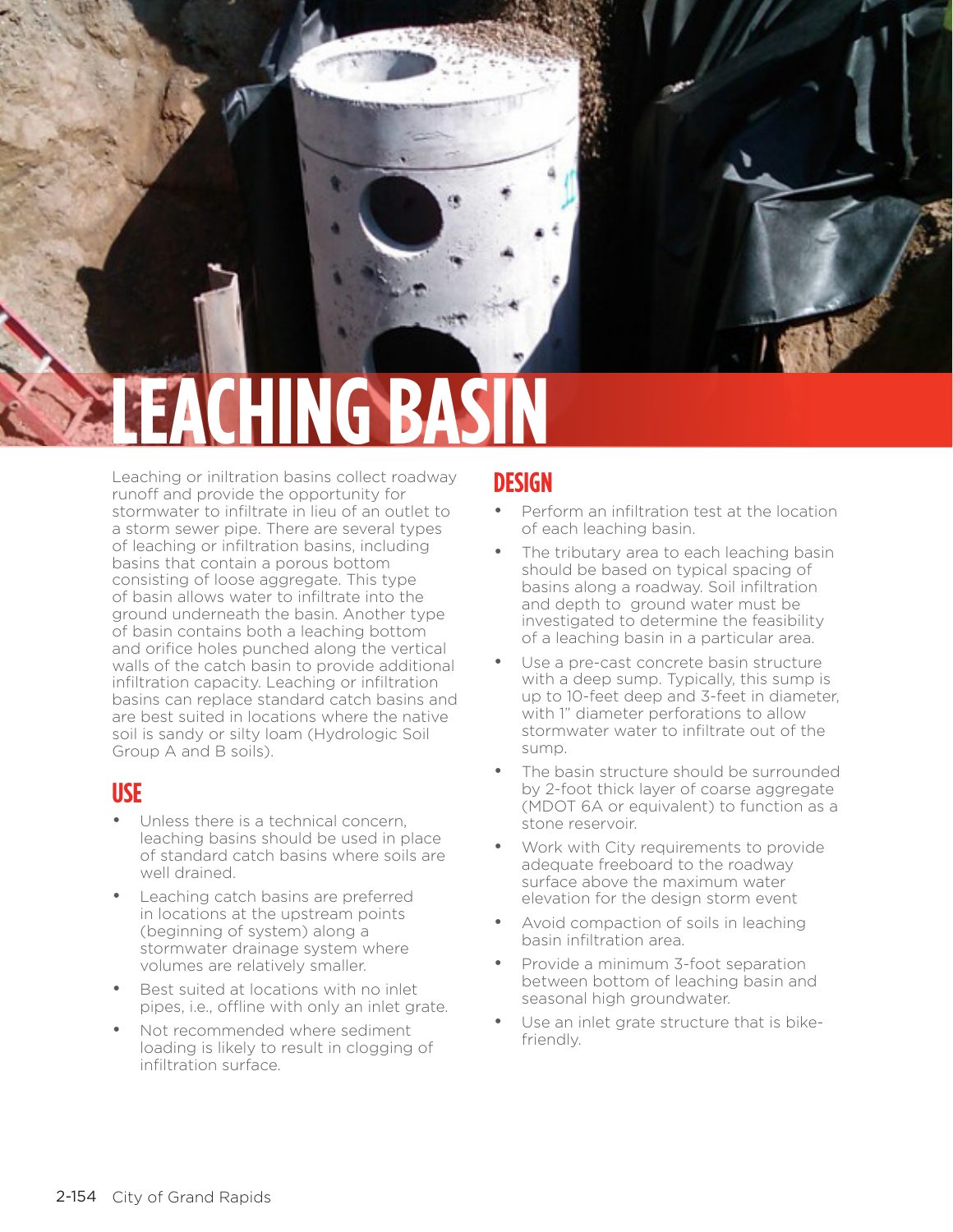# LEACHING BASIN

Leaching or iniltration basins collect roadway runoff and provide the opportunity for stormwater to infiltrate in lieu of an outlet to a storm sewer pipe. There are several types of leaching or infiltration basins, including basins that contain a porous bottom consisting of loose aggregate. This type of basin allows water to infiltrate into the ground underneath the basin. Another type of basin contains both a leaching bottom and orifice holes punched along the vertical walls of the catch basin to provide additional infiltration capacity. Leaching or infiltration basins can replace standard catch basins and are best suited in locations where the native soil is sandy or silty loam (Hydrologic Soil Group A and B soils).

## USE

- Unless there is a technical concern, leaching basins should be used in place of standard catch basins where soils are well drained.
- Leaching catch basins are preferred in locations at the upstream points (beginning of system) along a stormwater drainage system where volumes are relatively smaller.
- Best suited at locations with no inlet pipes, i.e., offline with only an inlet grate.
- Not recommended where sediment loading is likely to result in clogging of infiltration surface.

## DESIGN

- Perform an infiltration test at the location of each leaching basin.
- The tributary area to each leaching basin should be based on typical spacing of basins along a roadway. Soil infiltration and depth to ground water must be investigated to determine the feasibility of a leaching basin in a particular area.
- Use a pre-cast concrete basin structure with a deep sump. Typically, this sump is up to 10-feet deep and 3-feet in diameter, with 1" diameter perforations to allow stormwater water to infiltrate out of the sump.
- The basin structure should be surrounded by 2-foot thick layer of coarse aggregate (MDOT 6A or equivalent) to function as a stone reservoir.
- Work with City requirements to provide adequate freeboard to the roadway surface above the maximum water elevation for the design storm event
- Avoid compaction of soils in leaching basin infiltration area.
- Provide a minimum 3-foot separation between bottom of leaching basin and seasonal high groundwater.
- Use an inlet grate structure that is bike-friendly.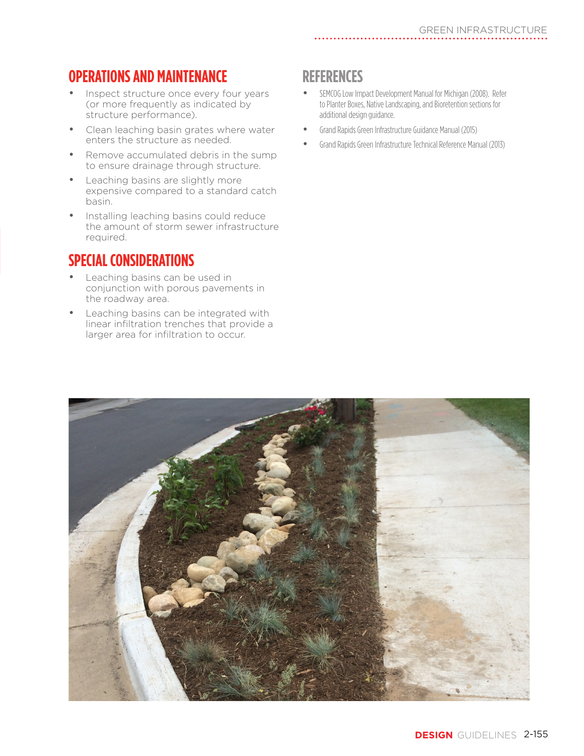## OPERATIONS AND MAINTENANCE

- Inspect structure once every four years (or more frequently as indicated by structure performance).
- Clean leaching basin grates where water enters the structure as needed.
- Remove accumulated debris in the sump to ensure drainage through structure.
- Leaching basins are slightly more expensive compared to a standard catch basin.
- Installing leaching basins could reduce the amount of storm sewer infrastructure required.

## SPECIAL CONSIDERATIONS

- Leaching basins can be used in conjunction with porous pavements in the roadway area.
- Leaching basins can be integrated with linear infiltration trenches that provide a larger area for infiltration to occur.

## REFERENCES

- SEMCOG Low Impact Development Manual for Michigan (2008). Refer to Planter Boxes, Native Landscaping, and Bioretention sections for additional design guidance.
- Grand Rapids Green Infrastructure Guidance Manual (2015)
- Grand Rapids Green Infrastructure Technical Reference Manual (2013)